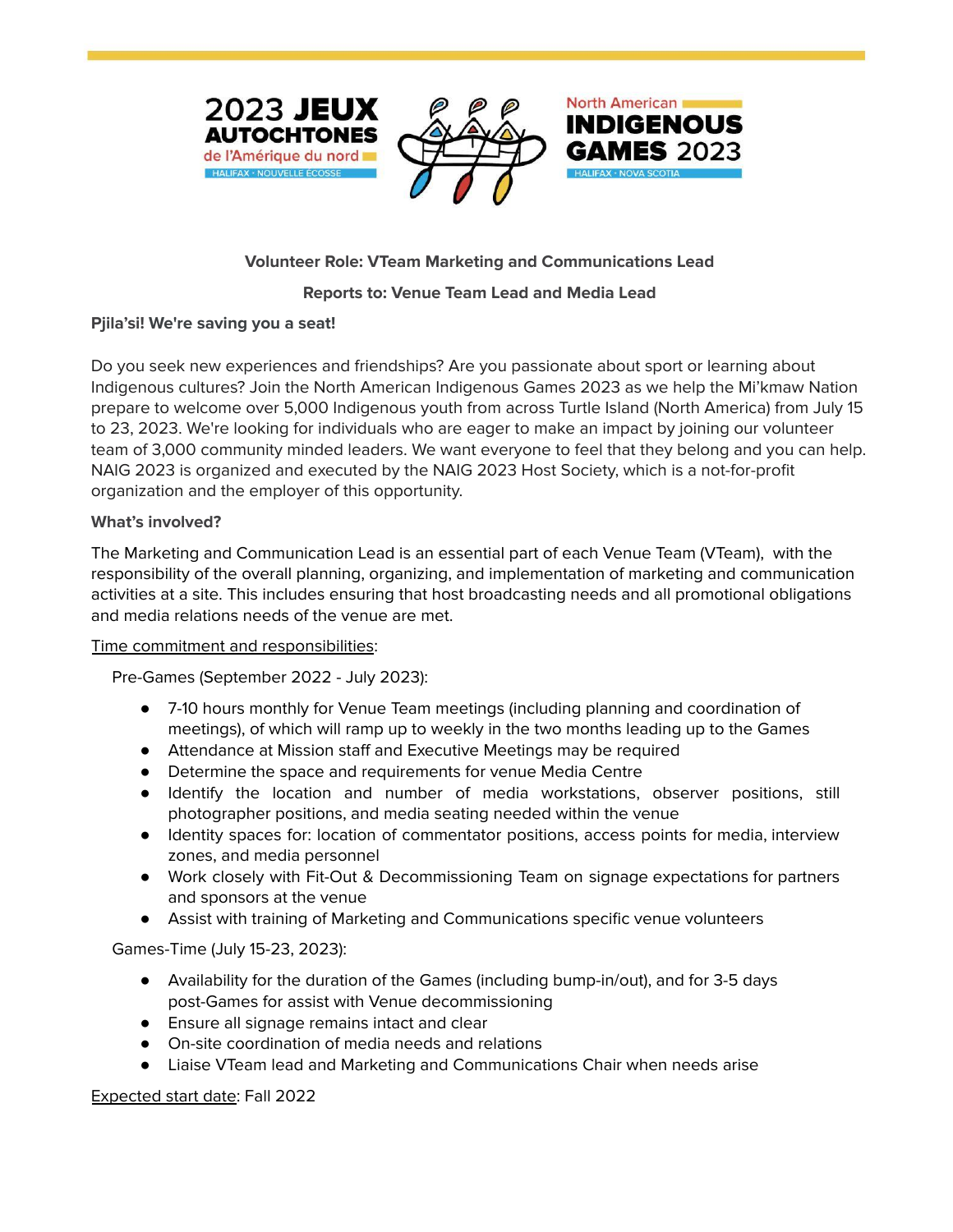2023 JEUX AUTOCHTONES de l'Amérique du nord
HALIFAX · NOUVELLE ECOSSE

North American INDIGENOUS GAMES 2023
HALIFAX · NOVA SCOTIA

**Volunteer Role: VTeam Marketing and Communications Lead**

**Reports to: Venue Team Lead and Media Lead**

**Pjila'si! We're saving you a seat!**

Do you seek new experiences and friendships? Are you passionate about sport or learning about Indigenous cultures? Join the North American Indigenous Games 2023 as we help the Mi'kmaw Nation prepare to welcome over 5,000 Indigenous youth from across Turtle Island (North America) from July 15 to 23, 2023. We're looking for individuals who are eager to make an impact by joining our volunteer team of 3,000 community minded leaders. We want everyone to feel that they belong and you can help. NAIG 2023 is organized and executed by the NAIG 2023 Host Society, which is a not-for-profit organization and the employer of this opportunity.

**What's involved?**

The Marketing and Communication Lead is an essential part of each Venue Team (VTeam), with the responsibility of the overall planning, organizing, and implementation of marketing and communication activities at a site. This includes ensuring that host broadcasting needs and all promotional obligations and media relations needs of the venue are met.

Time commitment and responsibilities:

Pre-Games (September 2022 - July 2023):

- 7-10 hours monthly for Venue Team meetings (including planning and coordination of meetings), of which will ramp up to weekly in the two months leading up to the Games
- Attendance at Mission staff and Executive Meetings may be required
- Determine the space and requirements for venue Media Centre
- Identify the location and number of media workstations, observer positions, still photographer positions, and media seating needed within the venue
- Identity spaces for: location of commentator positions, access points for media, interview zones, and media personnel
- Work closely with Fit-Out & Decommissioning Team on signage expectations for partners and sponsors at the venue
- Assist with training of Marketing and Communications specific venue volunteers

Games-Time (July 15-23, 2023):

- Availability for the duration of the Games (including bump-in/out), and for 3-5 days post-Games for assist with Venue decommissioning
- Ensure all signage remains intact and clear
- On-site coordination of media needs and relations
- Liaise VTeam lead and Marketing and Communications Chair when needs arise

Expected start date: Fall 2022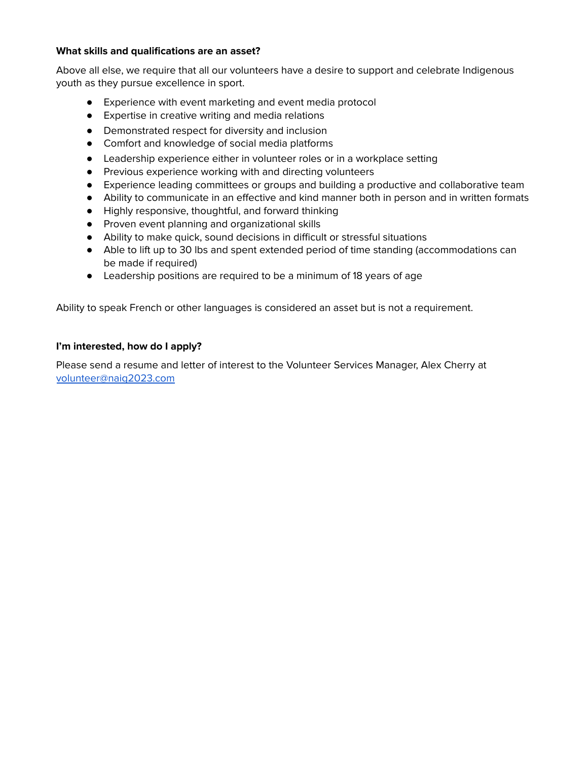**What skills and qualifications are an asset?**

Above all else, we require that all our volunteers have a desire to support and celebrate Indigenous youth as they pursue excellence in sport.

- Experience with event marketing and event media protocol
- Expertise in creative writing and media relations
- Demonstrated respect for diversity and inclusion
- Comfort and knowledge of social media platforms
- Leadership experience either in volunteer roles or in a workplace setting
- Previous experience working with and directing volunteers
- Experience leading committees or groups and building a productive and collaborative team
- Ability to communicate in an effective and kind manner both in person and in written formats
- Highly responsive, thoughtful, and forward thinking
- Proven event planning and organizational skills
- Ability to make quick, sound decisions in difficult or stressful situations
- Able to lift up to 30 lbs and spent extended period of time standing (accommodations can be made if required)
- Leadership positions are required to be a minimum of 18 years of age

Ability to speak French or other languages is considered an asset but is not a requirement.

**I'm interested, how do I apply?**

Please send a resume and letter of interest to the Volunteer Services Manager, Alex Cherry at volunteer@naig2023.com